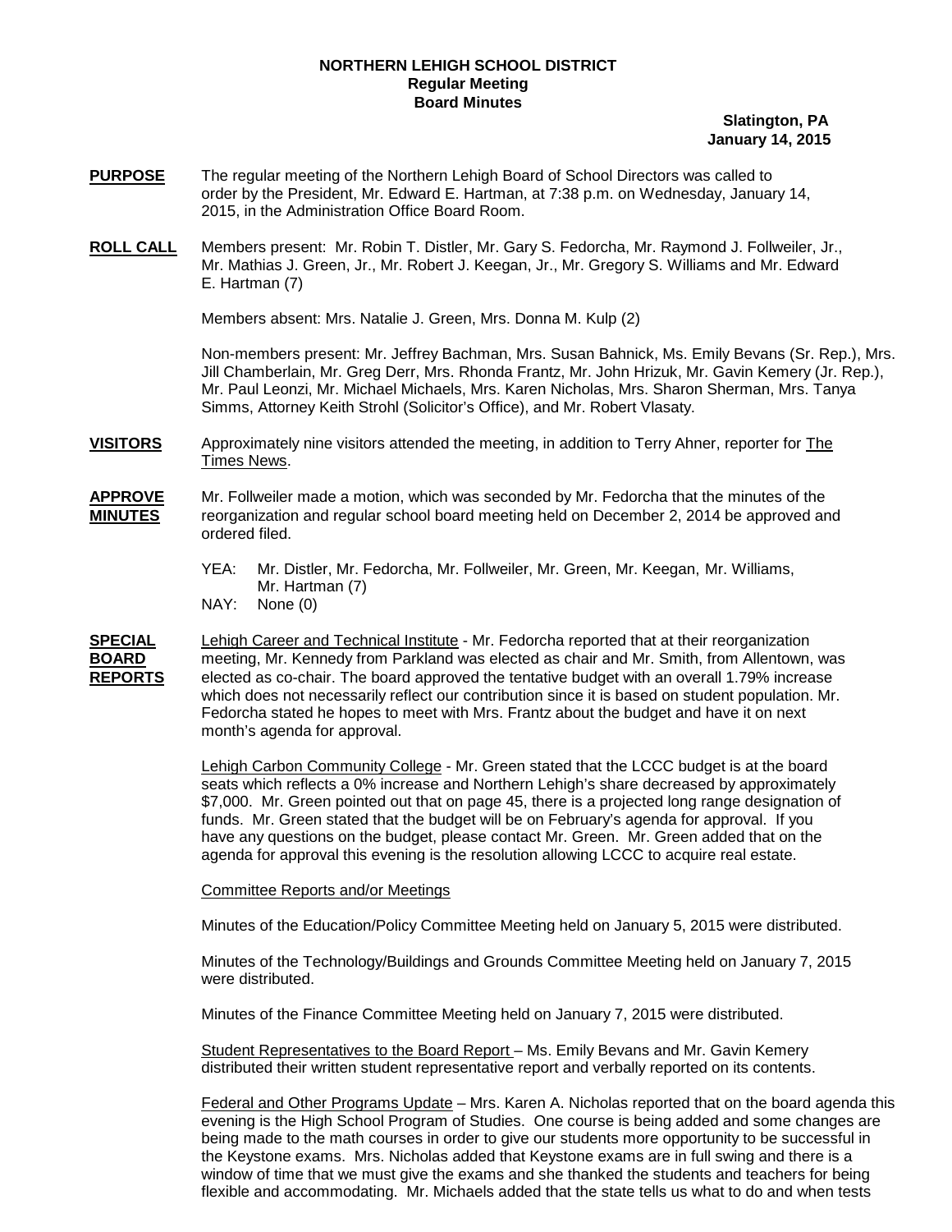**NORTHERN LEHIGH SCHOOL DISTRICT**
**Regular Meeting**
**Board Minutes**

**Slatington, PA**
**January 14, 2015**

**PURPOSE** The regular meeting of the Northern Lehigh Board of School Directors was called to order by the President, Mr. Edward E. Hartman, at 7:38 p.m. on Wednesday, January 14, 2015, in the Administration Office Board Room.

**ROLL CALL** Members present: Mr. Robin T. Distler, Mr. Gary S. Fedorcha, Mr. Raymond J. Follweiler, Jr., Mr. Mathias J. Green, Jr., Mr. Robert J. Keegan, Jr., Mr. Gregory S. Williams and Mr. Edward E. Hartman (7)

Members absent: Mrs. Natalie J. Green, Mrs. Donna M. Kulp (2)

Non-members present: Mr. Jeffrey Bachman, Mrs. Susan Bahnick, Ms. Emily Bevans (Sr. Rep.), Mrs. Jill Chamberlain, Mr. Greg Derr, Mrs. Rhonda Frantz, Mr. John Hrizuk, Mr. Gavin Kemery (Jr. Rep.), Mr. Paul Leonzi, Mr. Michael Michaels, Mrs. Karen Nicholas, Mrs. Sharon Sherman, Mrs. Tanya Simms, Attorney Keith Strohl (Solicitor's Office), and Mr. Robert Vlasaty.

**VISITORS** Approximately nine visitors attended the meeting, in addition to Terry Ahner, reporter for The Times News.

**APPROVE MINUTES** Mr. Follweiler made a motion, which was seconded by Mr. Fedorcha that the minutes of the reorganization and regular school board meeting held on December 2, 2014 be approved and ordered filed.

YEA: Mr. Distler, Mr. Fedorcha, Mr. Follweiler, Mr. Green, Mr. Keegan, Mr. Williams, Mr. Hartman (7)
NAY: None (0)

**SPECIAL BOARD REPORTS** Lehigh Career and Technical Institute - Mr. Fedorcha reported that at their reorganization meeting, Mr. Kennedy from Parkland was elected as chair and Mr. Smith, from Allentown, was elected as co-chair. The board approved the tentative budget with an overall 1.79% increase which does not necessarily reflect our contribution since it is based on student population. Mr. Fedorcha stated he hopes to meet with Mrs. Frantz about the budget and have it on next month's agenda for approval.

Lehigh Carbon Community College - Mr. Green stated that the LCCC budget is at the board seats which reflects a 0% increase and Northern Lehigh's share decreased by approximately $7,000. Mr. Green pointed out that on page 45, there is a projected long range designation of funds. Mr. Green stated that the budget will be on February's agenda for approval. If you have any questions on the budget, please contact Mr. Green. Mr. Green added that on the agenda for approval this evening is the resolution allowing LCCC to acquire real estate.

Committee Reports and/or Meetings

Minutes of the Education/Policy Committee Meeting held on January 5, 2015 were distributed.

Minutes of the Technology/Buildings and Grounds Committee Meeting held on January 7, 2015 were distributed.

Minutes of the Finance Committee Meeting held on January 7, 2015 were distributed.

Student Representatives to the Board Report – Ms. Emily Bevans and Mr. Gavin Kemery distributed their written student representative report and verbally reported on its contents.

Federal and Other Programs Update – Mrs. Karen A. Nicholas reported that on the board agenda this evening is the High School Program of Studies. One course is being added and some changes are being made to the math courses in order to give our students more opportunity to be successful in the Keystone exams. Mrs. Nicholas added that Keystone exams are in full swing and there is a window of time that we must give the exams and she thanked the students and teachers for being flexible and accommodating. Mr. Michaels added that the state tells us what to do and when tests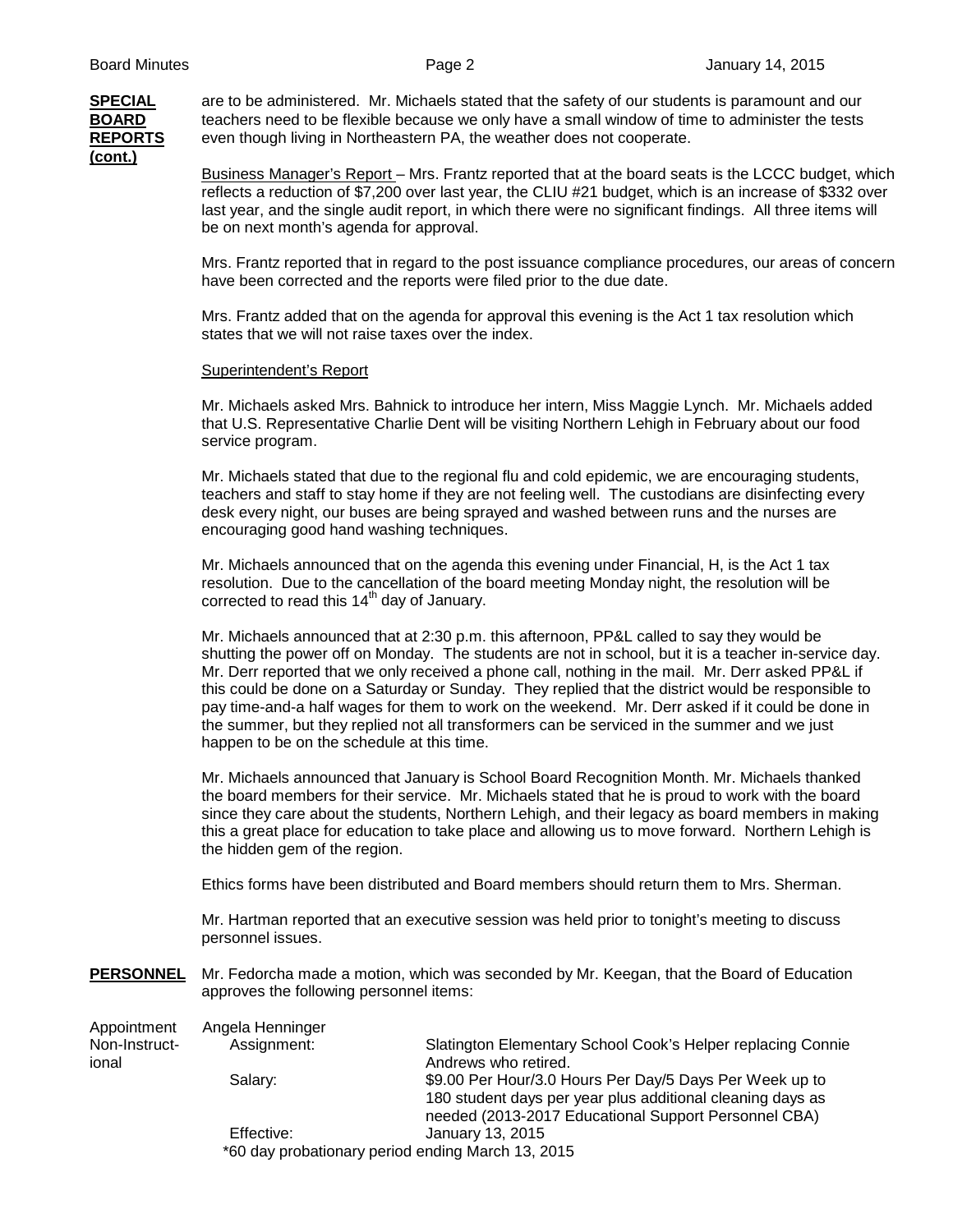**SPECIAL BOARD REPORTS (cont.)**

are to be administered. Mr. Michaels stated that the safety of our students is paramount and our teachers need to be flexible because we only have a small window of time to administer the tests even though living in Northeastern PA, the weather does not cooperate.

Business Manager's Report – Mrs. Frantz reported that at the board seats is the LCCC budget, which reflects a reduction of $7,200 over last year, the CLIU #21 budget, which is an increase of $332 over last year, and the single audit report, in which there were no significant findings. All three items will be on next month's agenda for approval.

Mrs. Frantz reported that in regard to the post issuance compliance procedures, our areas of concern have been corrected and the reports were filed prior to the due date.

Mrs. Frantz added that on the agenda for approval this evening is the Act 1 tax resolution which states that we will not raise taxes over the index.

Superintendent's Report

Mr. Michaels asked Mrs. Bahnick to introduce her intern, Miss Maggie Lynch. Mr. Michaels added that U.S. Representative Charlie Dent will be visiting Northern Lehigh in February about our food service program.

Mr. Michaels stated that due to the regional flu and cold epidemic, we are encouraging students, teachers and staff to stay home if they are not feeling well. The custodians are disinfecting every desk every night, our buses are being sprayed and washed between runs and the nurses are encouraging good hand washing techniques.

Mr. Michaels announced that on the agenda this evening under Financial, H, is the Act 1 tax resolution. Due to the cancellation of the board meeting Monday night, the resolution will be corrected to read this 14th day of January.

Mr. Michaels announced that at 2:30 p.m. this afternoon, PP&L called to say they would be shutting the power off on Monday. The students are not in school, but it is a teacher in-service day. Mr. Derr reported that we only received a phone call, nothing in the mail. Mr. Derr asked PP&L if this could be done on a Saturday or Sunday. They replied that the district would be responsible to pay time-and-a half wages for them to work on the weekend. Mr. Derr asked if it could be done in the summer, but they replied not all transformers can be serviced in the summer and we just happen to be on the schedule at this time.

Mr. Michaels announced that January is School Board Recognition Month. Mr. Michaels thanked the board members for their service. Mr. Michaels stated that he is proud to work with the board since they care about the students, Northern Lehigh, and their legacy as board members in making this a great place for education to take place and allowing us to move forward. Northern Lehigh is the hidden gem of the region.

Ethics forms have been distributed and Board members should return them to Mrs. Sherman.

Mr. Hartman reported that an executive session was held prior to tonight's meeting to discuss personnel issues.

**PERSONNEL**

Mr. Fedorcha made a motion, which was seconded by Mr. Keegan, that the Board of Education approves the following personnel items:

Appointment Non-Instructional

Angela Henninger

| | |
|---|---|
| Assignment: | Slatington Elementary School Cook's Helper replacing Connie Andrews who retired. |
| Salary: | $9.00 Per Hour/3.0 Hours Per Day/5 Days Per Week up to 180 student days per year plus additional cleaning days as needed (2013-2017 Educational Support Personnel CBA) |
| Effective: | January 13, 2015 |

*60 day probationary period ending March 13, 2015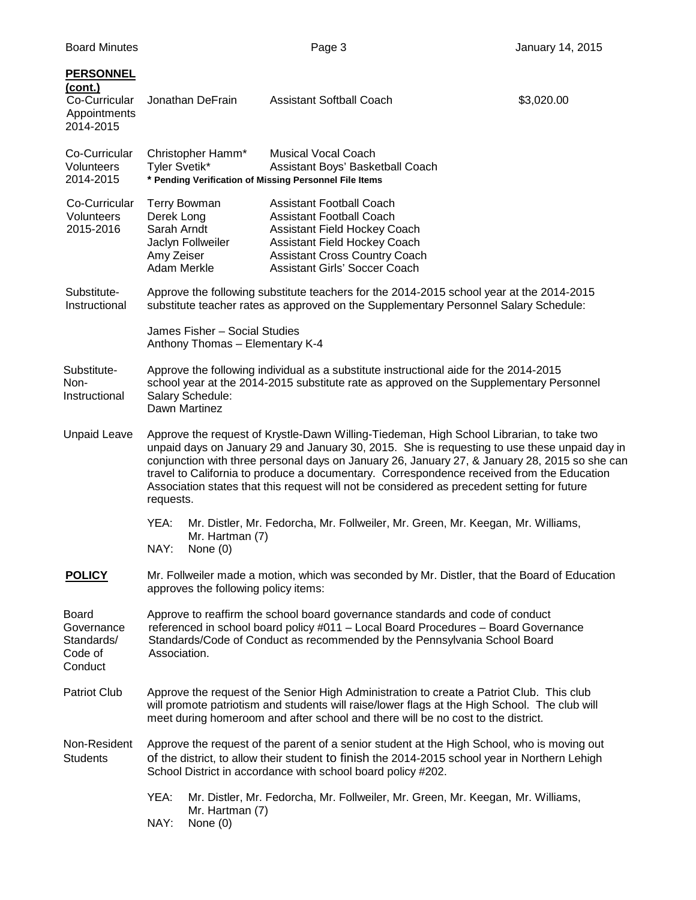**PERSONNEL (cont.)**

Co-Curricular Appointments 2014-2015

| | | |
|---|---|---|
| Jonathan DeFrain | Assistant Softball Coach | $3,020.00 |

Co-Curricular Volunteers 2014-2015

| | |
|---|---|
| Christopher Hamm* | Musical Vocal Coach |
| Tyler Svetik* | Assistant Boys' Basketball Coach |

**\* Pending Verification of Missing Personnel File Items**

Co-Curricular Volunteers 2015-2016

| | |
|---|---|
| Terry Bowman | Assistant Football Coach |
| Derek Long | Assistant Football Coach |
| Sarah Arndt | Assistant Field Hockey Coach |
| Jaclyn Follweiler | Assistant Field Hockey Coach |
| Amy Zeiser | Assistant Cross Country Coach |
| Adam Merkle | Assistant Girls' Soccer Coach |

Substitute-Instructional

Approve the following substitute teachers for the 2014-2015 school year at the 2014-2015 substitute teacher rates as approved on the Supplementary Personnel Salary Schedule:

James Fisher – Social Studies
Anthony Thomas – Elementary K-4

Substitute-Non-Instructional

Approve the following individual as a substitute instructional aide for the 2014-2015 school year at the 2014-2015 substitute rate as approved on the Supplementary Personnel Salary Schedule:
Dawn Martinez

Unpaid Leave

Approve the request of Krystle-Dawn Willing-Tiedeman, High School Librarian, to take two unpaid days on January 29 and January 30, 2015. She is requesting to use these unpaid day in conjunction with three personal days on January 26, January 27, & January 28, 2015 so she can travel to California to produce a documentary. Correspondence received from the Education Association states that this request will not be considered as precedent setting for future requests.

YEA: Mr. Distler, Mr. Fedorcha, Mr. Follweiler, Mr. Green, Mr. Keegan, Mr. Williams, Mr. Hartman (7)
NAY: None (0)

**POLICY**

Mr. Follweiler made a motion, which was seconded by Mr. Distler, that the Board of Education approves the following policy items:

Board Governance Standards/ Code of Conduct

Approve to reaffirm the school board governance standards and code of conduct referenced in school board policy #011 – Local Board Procedures – Board Governance Standards/Code of Conduct as recommended by the Pennsylvania School Board Association.

Patriot Club

Approve the request of the Senior High Administration to create a Patriot Club. This club will promote patriotism and students will raise/lower flags at the High School. The club will meet during homeroom and after school and there will be no cost to the district.

Non-Resident Students

Approve the request of the parent of a senior student at the High School, who is moving out of the district, to allow their student to finish the 2014-2015 school year in Northern Lehigh School District in accordance with school board policy #202.

YEA: Mr. Distler, Mr. Fedorcha, Mr. Follweiler, Mr. Green, Mr. Keegan, Mr. Williams, Mr. Hartman (7)
NAY: None (0)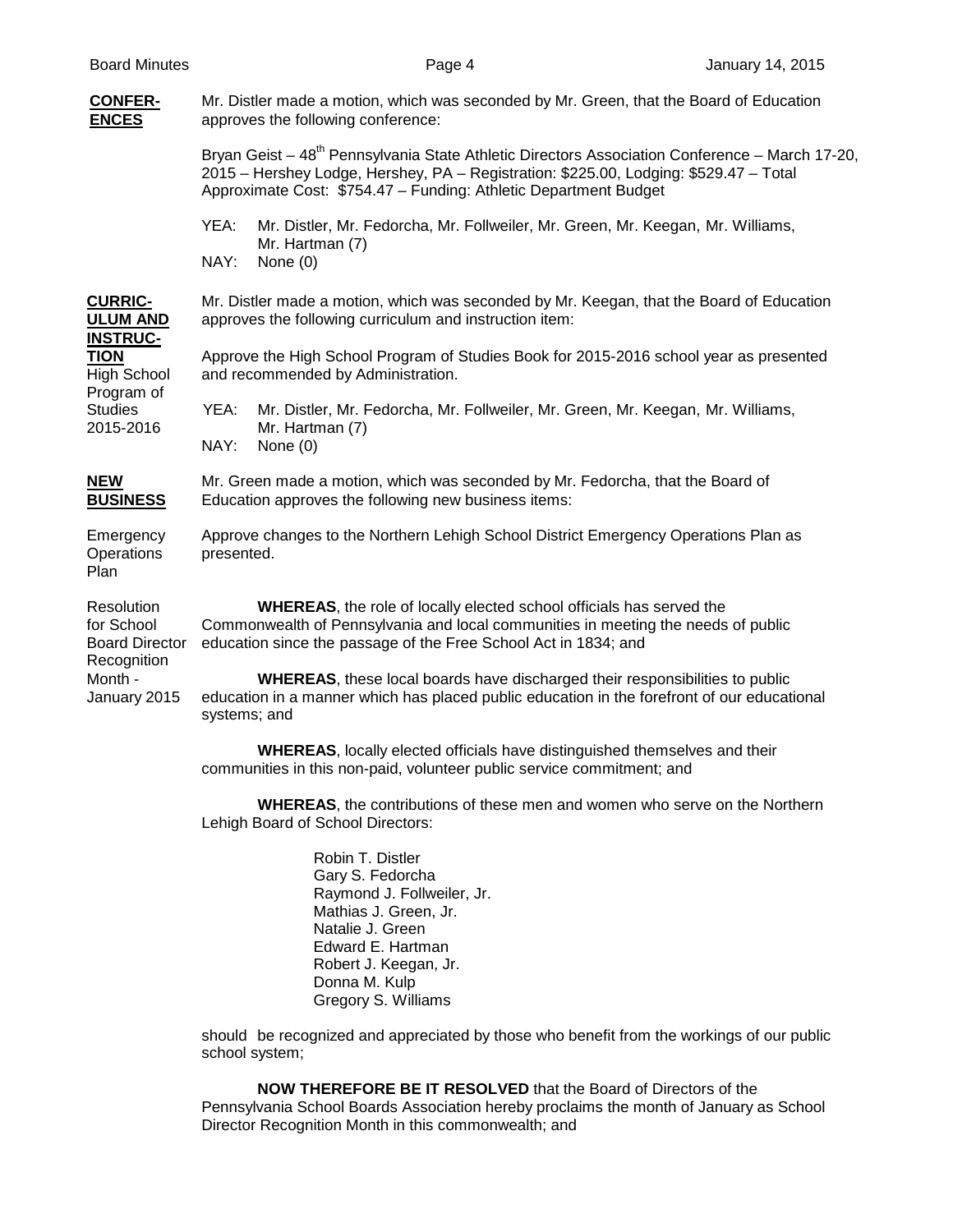**CONFERENCES**

Mr. Distler made a motion, which was seconded by Mr. Green, that the Board of Education approves the following conference:

Bryan Geist – 48th Pennsylvania State Athletic Directors Association Conference – March 17-20, 2015 – Hershey Lodge, Hershey, PA – Registration: $225.00, Lodging: $529.47 – Total Approximate Cost: $754.47 – Funding: Athletic Department Budget

YEA: Mr. Distler, Mr. Fedorcha, Mr. Follweiler, Mr. Green, Mr. Keegan, Mr. Williams, Mr. Hartman (7)
NAY: None (0)

**CURRICULUM AND INSTRUCTION**

High School Program of Studies 2015-2016

Mr. Distler made a motion, which was seconded by Mr. Keegan, that the Board of Education approves the following curriculum and instruction item:

Approve the High School Program of Studies Book for 2015-2016 school year as presented and recommended by Administration.

YEA: Mr. Distler, Mr. Fedorcha, Mr. Follweiler, Mr. Green, Mr. Keegan, Mr. Williams, Mr. Hartman (7)
NAY: None (0)

**NEW BUSINESS**

Mr. Green made a motion, which was seconded by Mr. Fedorcha, that the Board of Education approves the following new business items:

Emergency Operations Plan

Approve changes to the Northern Lehigh School District Emergency Operations Plan as presented.

Resolution for School Board Director Recognition Month - January 2015

**WHEREAS**, the role of locally elected school officials has served the Commonwealth of Pennsylvania and local communities in meeting the needs of public education since the passage of the Free School Act in 1834; and

**WHEREAS**, these local boards have discharged their responsibilities to public education in a manner which has placed public education in the forefront of our educational systems; and

**WHEREAS**, locally elected officials have distinguished themselves and their communities in this non-paid, volunteer public service commitment; and

**WHEREAS**, the contributions of these men and women who serve on the Northern Lehigh Board of School Directors:

Robin T. Distler
Gary S. Fedorcha
Raymond J. Follweiler, Jr.
Mathias J. Green, Jr.
Natalie J. Green
Edward E. Hartman
Robert J. Keegan, Jr.
Donna M. Kulp
Gregory S. Williams

should be recognized and appreciated by those who benefit from the workings of our public school system;

**NOW THEREFORE BE IT RESOLVED** that the Board of Directors of the Pennsylvania School Boards Association hereby proclaims the month of January as School Director Recognition Month in this commonwealth; and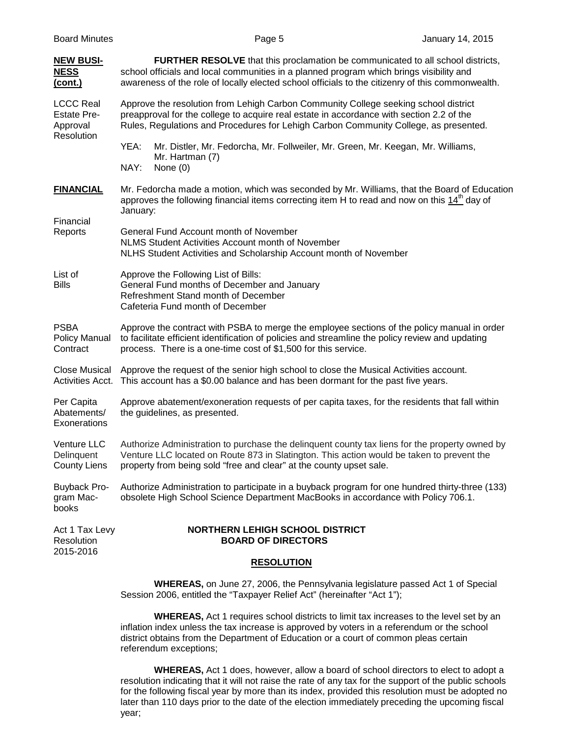**NEW BUSINESS (cont.)**

**FURTHER RESOLVE** that this proclamation be communicated to all school districts, school officials and local communities in a planned program which brings visibility and awareness of the role of locally elected school officials to the citizenry of this commonwealth.

LCCC Real Estate Pre-Approval Resolution

Approve the resolution from Lehigh Carbon Community College seeking school district preapproval for the college to acquire real estate in accordance with section 2.2 of the Rules, Regulations and Procedures for Lehigh Carbon Community College, as presented.

YEA: Mr. Distler, Mr. Fedorcha, Mr. Follweiler, Mr. Green, Mr. Keegan, Mr. Williams, Mr. Hartman (7)
NAY: None (0)

**FINANCIAL**

Mr. Fedorcha made a motion, which was seconded by Mr. Williams, that the Board of Education approves the following financial items correcting item H to read and now on this 14th day of January:

Financial Reports

General Fund Account month of November
NLMS Student Activities Account month of November
NLHS Student Activities and Scholarship Account month of November

List of Bills

Approve the Following List of Bills:
General Fund months of December and January
Refreshment Stand month of December
Cafeteria Fund month of December

PSBA Policy Manual Contract

Approve the contract with PSBA to merge the employee sections of the policy manual in order to facilitate efficient identification of policies and streamline the policy review and updating process. There is a one-time cost of $1,500 for this service.

Close Musical Activities Acct.

Approve the request of the senior high school to close the Musical Activities account. This account has a $0.00 balance and has been dormant for the past five years.

Per Capita Abatements/ Exonerations

Approve abatement/exoneration requests of per capita taxes, for the residents that fall within the guidelines, as presented.

Venture LLC Delinquent County Liens

Authorize Administration to purchase the delinquent county tax liens for the property owned by Venture LLC located on Route 873 in Slatington. This action would be taken to prevent the property from being sold "free and clear" at the county upset sale.

Buyback Program Macbooks

Authorize Administration to participate in a buyback program for one hundred thirty-three (133) obsolete High School Science Department MacBooks in accordance with Policy 706.1.

Act 1 Tax Levy Resolution 2015-2016

**NORTHERN LEHIGH SCHOOL DISTRICT**
**BOARD OF DIRECTORS**

**RESOLUTION**

**WHEREAS,** on June 27, 2006, the Pennsylvania legislature passed Act 1 of Special Session 2006, entitled the "Taxpayer Relief Act" (hereinafter "Act 1");

**WHEREAS,** Act 1 requires school districts to limit tax increases to the level set by an inflation index unless the tax increase is approved by voters in a referendum or the school district obtains from the Department of Education or a court of common pleas certain referendum exceptions;

**WHEREAS,** Act 1 does, however, allow a board of school directors to elect to adopt a resolution indicating that it will not raise the rate of any tax for the support of the public schools for the following fiscal year by more than its index, provided this resolution must be adopted no later than 110 days prior to the date of the election immediately preceding the upcoming fiscal year;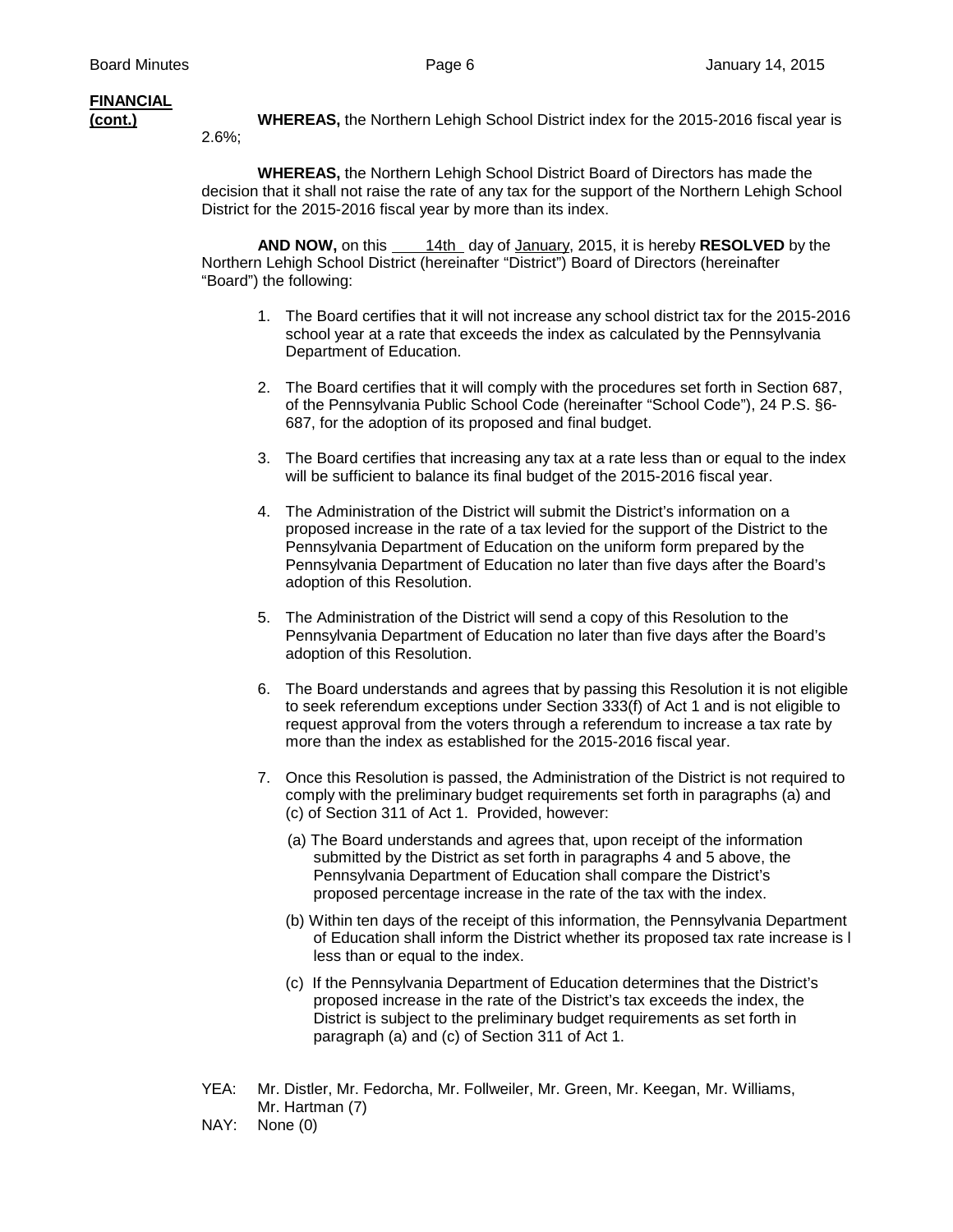**FINANCIAL (cont.)**

**WHEREAS,** the Northern Lehigh School District index for the 2015-2016 fiscal year is 2.6%;

**WHEREAS,** the Northern Lehigh School District Board of Directors has made the decision that it shall not raise the rate of any tax for the support of the Northern Lehigh School District for the 2015-2016 fiscal year by more than its index.

**AND NOW,** on this 14th day of January, 2015, it is hereby **RESOLVED** by the Northern Lehigh School District (hereinafter "District") Board of Directors (hereinafter "Board") the following:

1. The Board certifies that it will not increase any school district tax for the 2015-2016 school year at a rate that exceeds the index as calculated by the Pennsylvania Department of Education.

2. The Board certifies that it will comply with the procedures set forth in Section 687, of the Pennsylvania Public School Code (hereinafter "School Code"), 24 P.S. §6-687, for the adoption of its proposed and final budget.

3. The Board certifies that increasing any tax at a rate less than or equal to the index will be sufficient to balance its final budget of the 2015-2016 fiscal year.

4. The Administration of the District will submit the District's information on a proposed increase in the rate of a tax levied for the support of the District to the Pennsylvania Department of Education on the uniform form prepared by the Pennsylvania Department of Education no later than five days after the Board's adoption of this Resolution.

5. The Administration of the District will send a copy of this Resolution to the Pennsylvania Department of Education no later than five days after the Board's adoption of this Resolution.

6. The Board understands and agrees that by passing this Resolution it is not eligible to seek referendum exceptions under Section 333(f) of Act 1 and is not eligible to request approval from the voters through a referendum to increase a tax rate by more than the index as established for the 2015-2016 fiscal year.

7. Once this Resolution is passed, the Administration of the District is not required to comply with the preliminary budget requirements set forth in paragraphs (a) and (c) of Section 311 of Act 1. Provided, however:

   (a) The Board understands and agrees that, upon receipt of the information submitted by the District as set forth in paragraphs 4 and 5 above, the Pennsylvania Department of Education shall compare the District's proposed percentage increase in the rate of the tax with the index.

   (b) Within ten days of the receipt of this information, the Pennsylvania Department of Education shall inform the District whether its proposed tax rate increase is l less than or equal to the index.

   (c) If the Pennsylvania Department of Education determines that the District's proposed increase in the rate of the District's tax exceeds the index, the District is subject to the preliminary budget requirements as set forth in paragraph (a) and (c) of Section 311 of Act 1.

YEA: Mr. Distler, Mr. Fedorcha, Mr. Follweiler, Mr. Green, Mr. Keegan, Mr. Williams, Mr. Hartman (7)

NAY: None (0)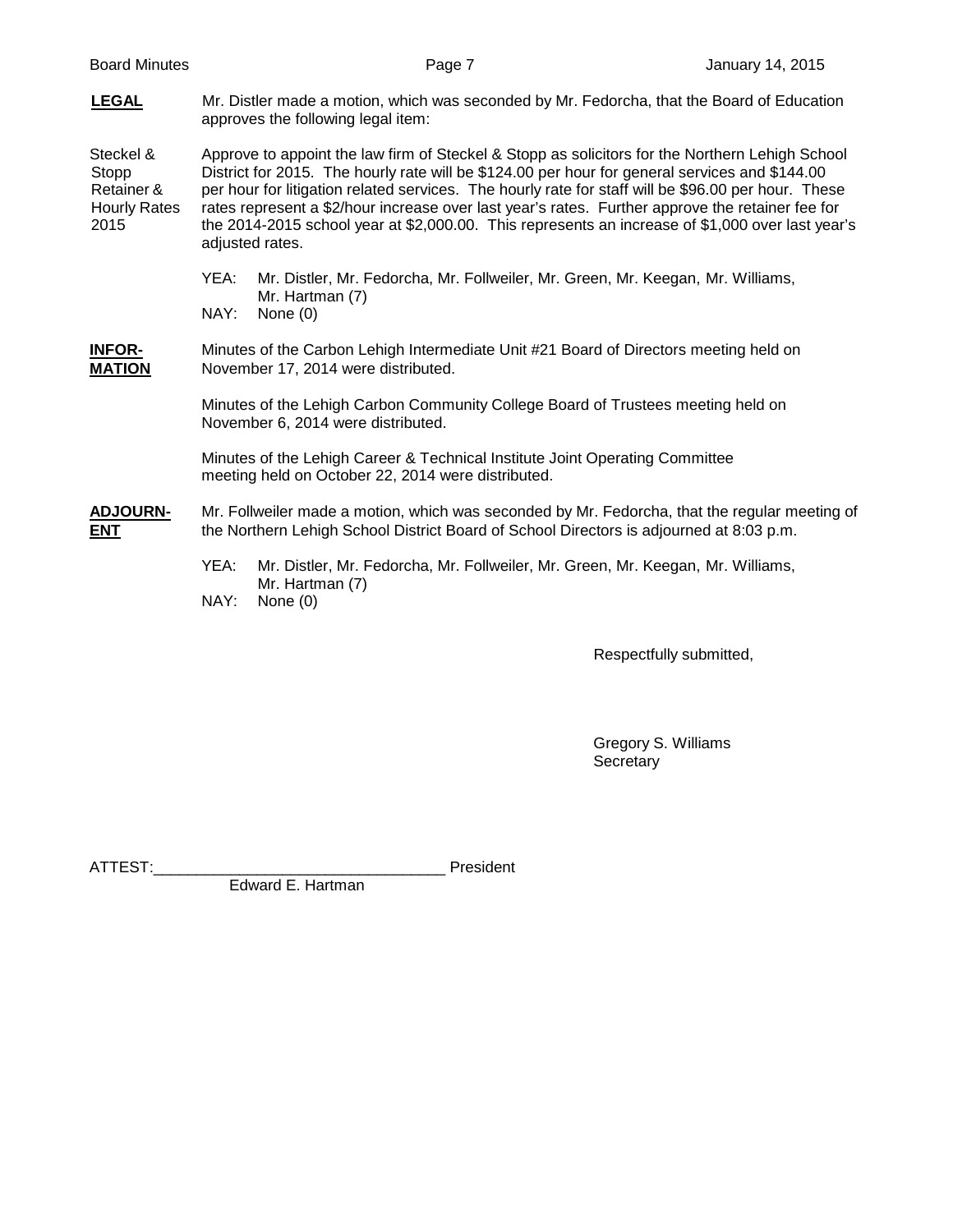**LEGAL**

Mr. Distler made a motion, which was seconded by Mr. Fedorcha, that the Board of Education approves the following legal item:

Steckel & Stopp Retainer & Hourly Rates 2015

Approve to appoint the law firm of Steckel & Stopp as solicitors for the Northern Lehigh School District for 2015. The hourly rate will be $124.00 per hour for general services and $144.00 per hour for litigation related services. The hourly rate for staff will be $96.00 per hour. These rates represent a $2/hour increase over last year's rates. Further approve the retainer fee for the 2014-2015 school year at $2,000.00. This represents an increase of $1,000 over last year's adjusted rates.

YEA: Mr. Distler, Mr. Fedorcha, Mr. Follweiler, Mr. Green, Mr. Keegan, Mr. Williams, Mr. Hartman (7)
NAY: None (0)

**INFORMATION**

Minutes of the Carbon Lehigh Intermediate Unit #21 Board of Directors meeting held on November 17, 2014 were distributed.

Minutes of the Lehigh Carbon Community College Board of Trustees meeting held on November 6, 2014 were distributed.

Minutes of the Lehigh Career & Technical Institute Joint Operating Committee meeting held on October 22, 2014 were distributed.

**ADJOURNMENT**

Mr. Follweiler made a motion, which was seconded by Mr. Fedorcha, that the regular meeting of the Northern Lehigh School District Board of School Directors is adjourned at 8:03 p.m.

YEA: Mr. Distler, Mr. Fedorcha, Mr. Follweiler, Mr. Green, Mr. Keegan, Mr. Williams, Mr. Hartman (7)
NAY: None (0)

Respectfully submitted,

Gregory S. Williams
Secretary

ATTEST:_________________________________ President
Edward E. Hartman